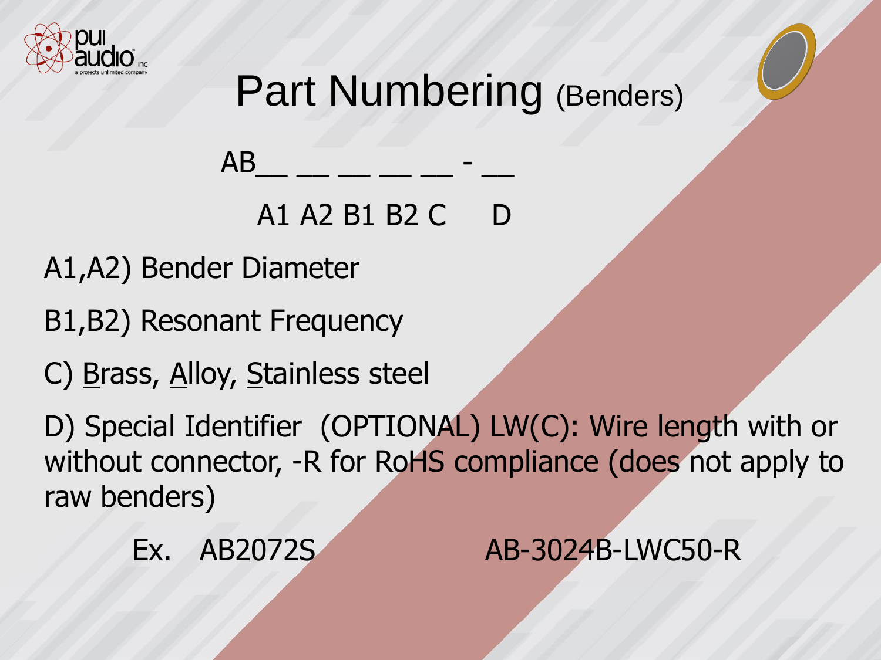# Part Numbering (Benders)

AB__ __ __ __ __ - __

A1 A2 B1 B2 C  D

A1,A2) Bender Diameter

B1,B2) Resonant Frequency

C) Brass, Alloy, Stainless steel

D) Special Identifier (OPTIONAL) LW(C): Wire length with or without connector, -R for RoHS compliance (does not apply to raw benders)

Ex. AB2072S    AB-3024B-LWC50-R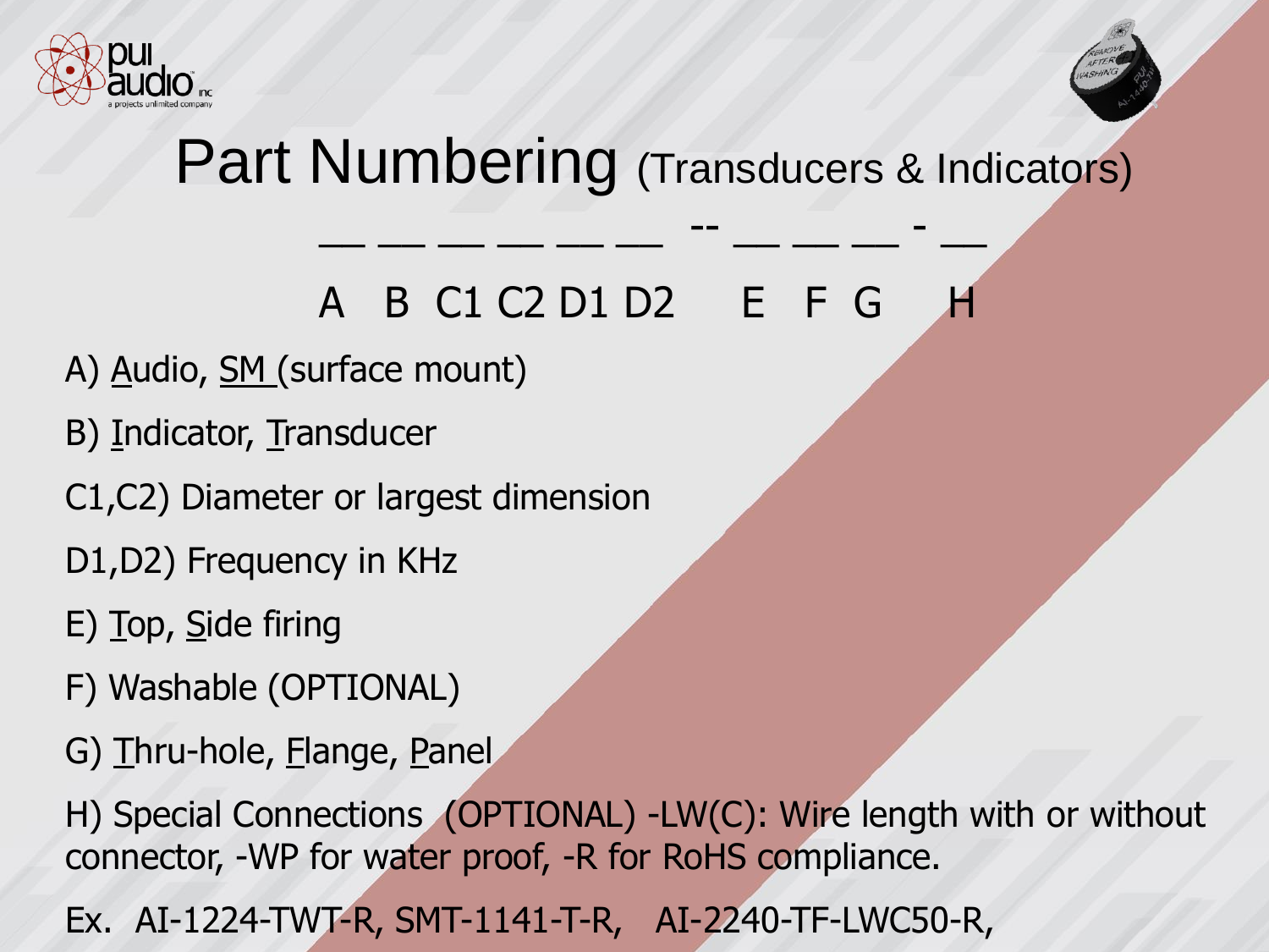# Part Numbering (Transducers & Indicators)

\_\_ \_\_ \_\_ \_\_ \_\_ \_\_ -- \_\_ \_\_ \_\_ - \_\_

A B C1 C2 D1 D2 E F G H

A) <u>A</u>udio, <u>SM</u> (surface mount)

B) <u>I</u>ndicator, <u>T</u>ransducer

C1,C2) Diameter or largest dimension

D1,D2) Frequency in KHz

E) <u>T</u>op, <u>S</u>ide firing

F) Washable (OPTIONAL)

G) <u>T</u>hru-hole, <u>F</u>lange, <u>P</u>anel

H) Special Connections (OPTIONAL) -LW(C): Wire length with or without connector, -WP for water proof, -R for RoHS compliance.

Ex. AI-1224-TWT-R, SMT-1141-T-R, AI-2240-TF-LWC50-R,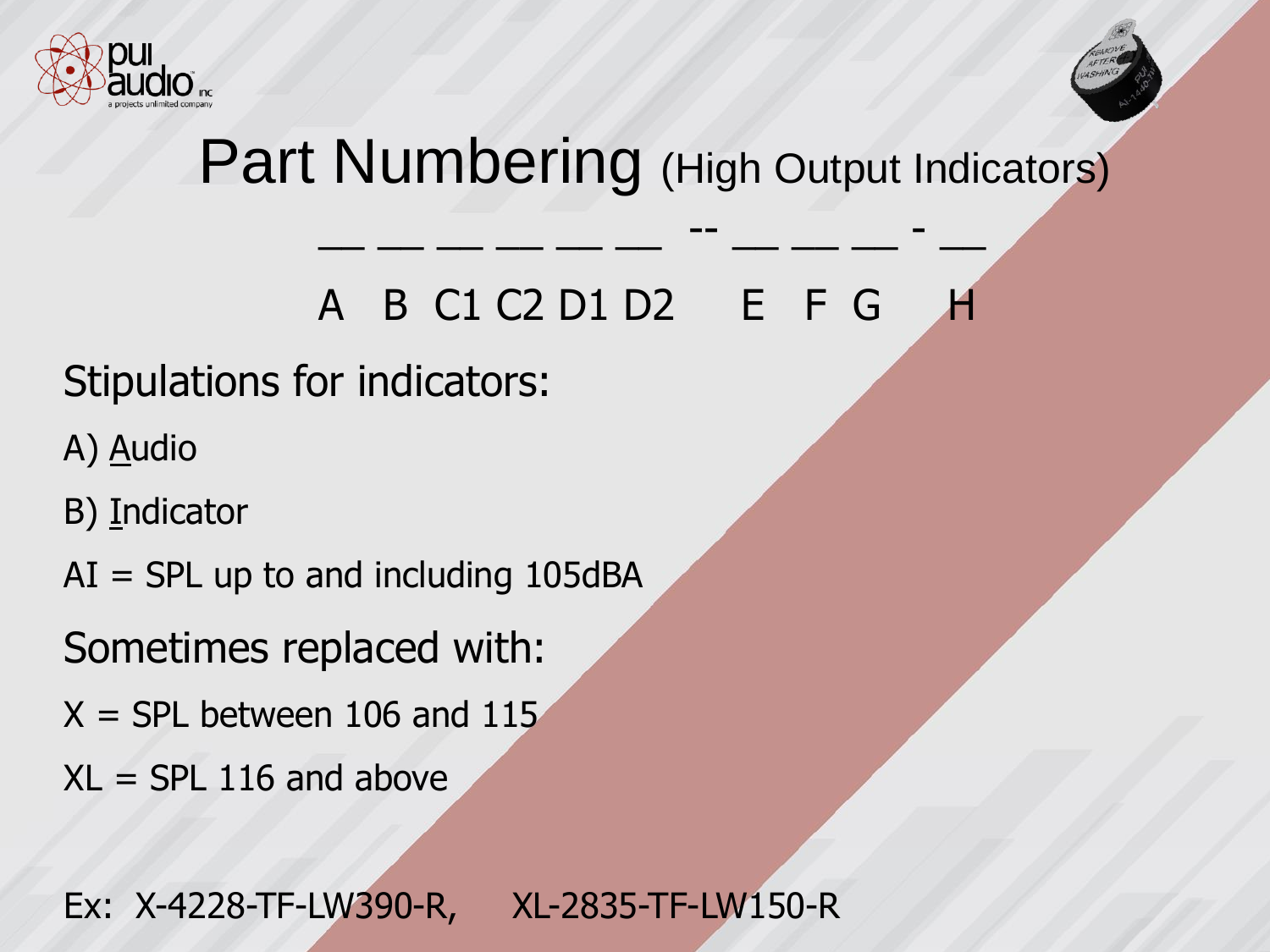# Part Numbering (High Output Indicators)

\_\_ \_\_ \_\_ \_\_ \_\_ \_\_ -- \_\_ \_\_ \_\_ - \_\_

A B C1 C2 D1 D2 E F G H

## Stipulations for indicators:

A) Audio

B) Indicator

AI = SPL up to and including 105dBA

## Sometimes replaced with:

X = SPL between 106 and 115

XL = SPL 116 and above

Ex: X-4228-TF-LW390-R, XL-2835-TF-LW150-R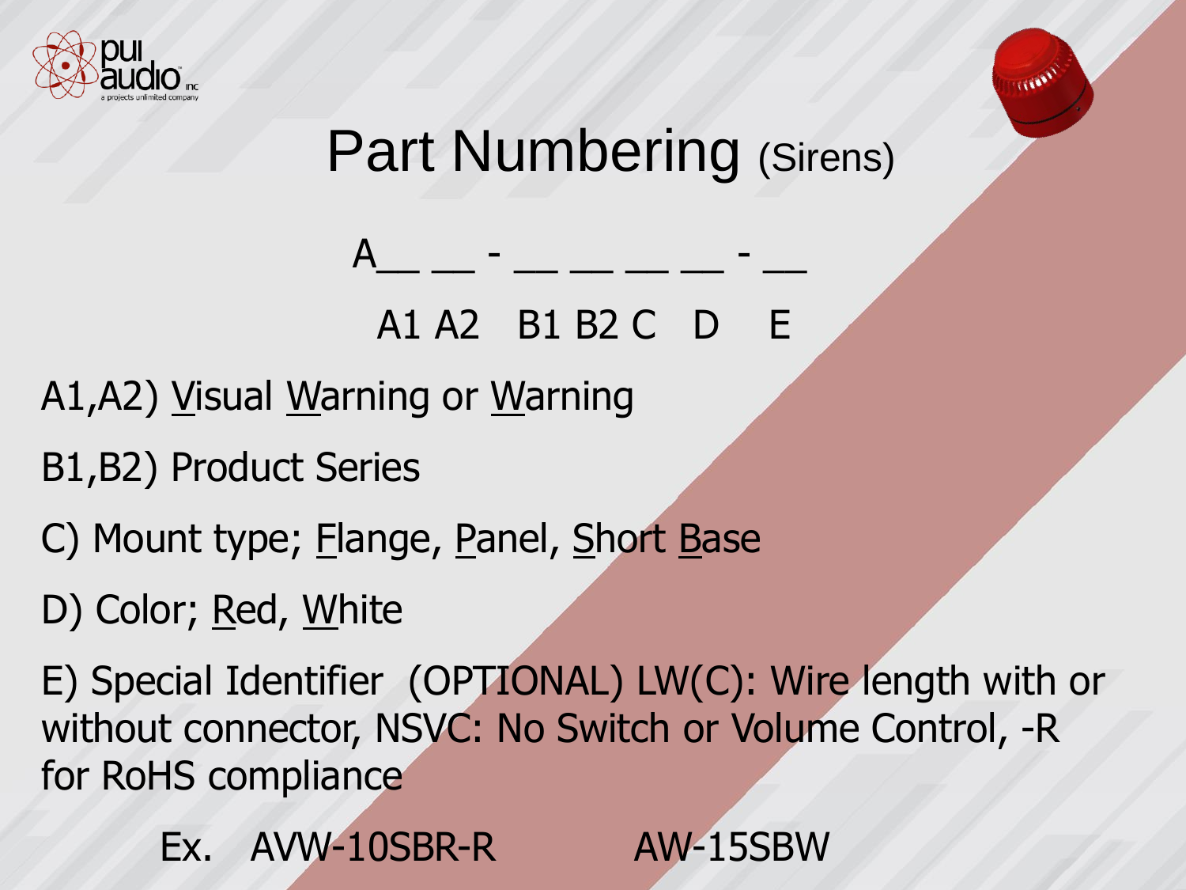# Part Numbering (Sirens)

A__ __ - __ __ __ __ - __

A1 A2 B1 B2 C D E

A1,A2) Visual Warning or Warning

B1,B2) Product Series

C) Mount type; Flange, Panel, Short Base

D) Color; Red, White

E) Special Identifier (OPTIONAL) LW(C): Wire length with or without connector, NSVC: No Switch or Volume Control, -R for RoHS compliance

Ex. AVW-10SBR-R AW-15SBW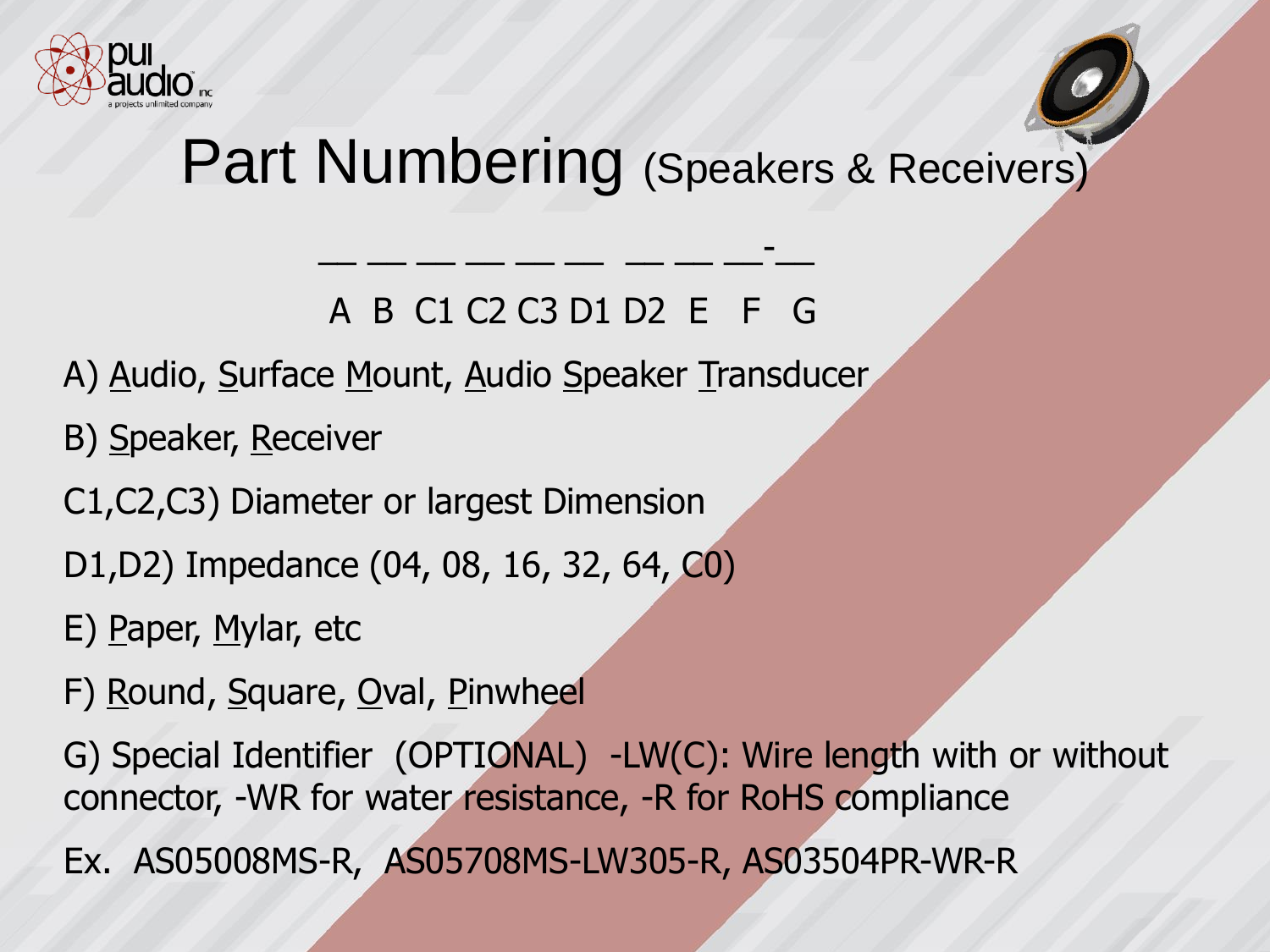# Part Numbering (Speakers & Receivers)

\_\_ \_\_ \_\_ \_\_ \_\_ \_\_  \_\_ \_\_ \_\_-\_\_

A B C1 C2 C3 D1 D2 E F G

A) <u>A</u>udio, <u>S</u>urface <u>M</u>ount, <u>A</u>udio <u>S</u>peaker <u>T</u>ransducer

B) <u>S</u>peaker, <u>R</u>eceiver

C1,C2,C3) Diameter or largest Dimension

D1,D2) Impedance (04, 08, 16, 32, 64, C0)

E) <u>P</u>aper, <u>M</u>ylar, etc

F) <u>R</u>ound, <u>S</u>quare, <u>O</u>val, <u>P</u>inwheel

G) Special Identifier (OPTIONAL) -LW(C): Wire length with or without connector, -WR for water resistance, -R for RoHS compliance

Ex. AS05008MS-R, AS05708MS-LW305-R, AS03504PR-WR-R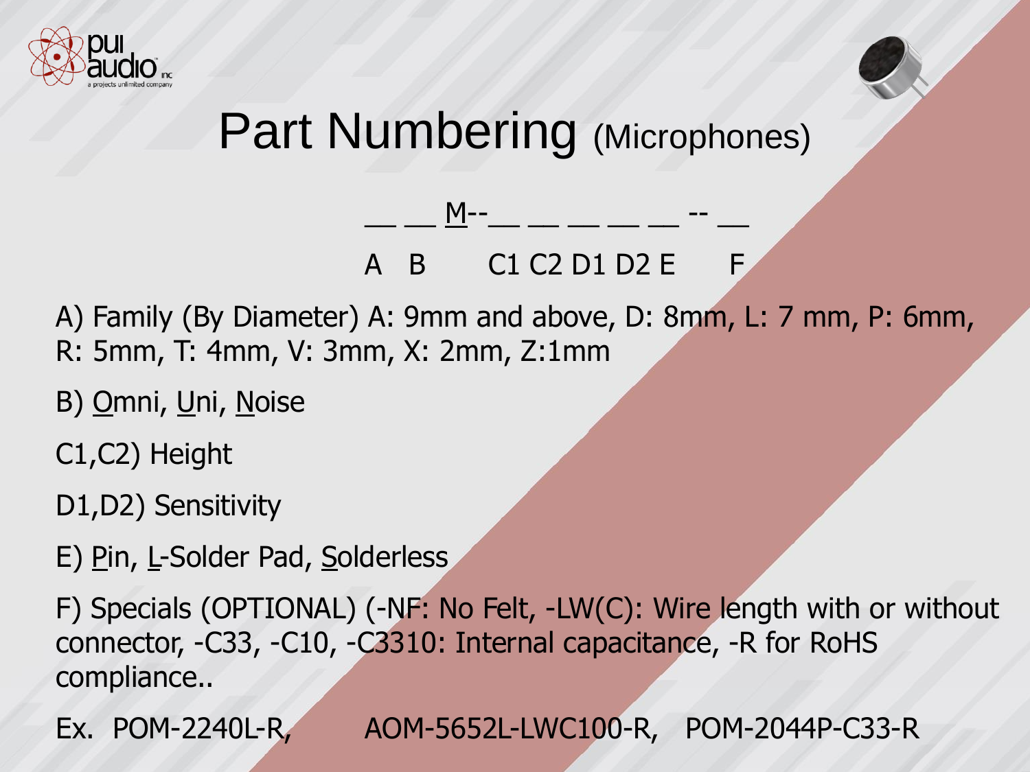# Part Numbering (Microphones)

__ __ M--__ __ __ __ __ -- __

A B C1 C2 D1 D2 E F

A) Family (By Diameter) A: 9mm and above, D: 8mm, L: 7 mm, P: 6mm, R: 5mm, T: 4mm, V: 3mm, X: 2mm, Z:1mm

B) Omni, Uni, Noise

C1,C2) Height

D1,D2) Sensitivity

E) Pin, L-Solder Pad, Solderless

F) Specials (OPTIONAL) (-NF: No Felt, -LW(C): Wire length with or without connector, -C33, -C10, -C3310: Internal capacitance, -R for RoHS compliance..

Ex. POM-2240L-R, AOM-5652L-LWC100-R, POM-2044P-C33-R